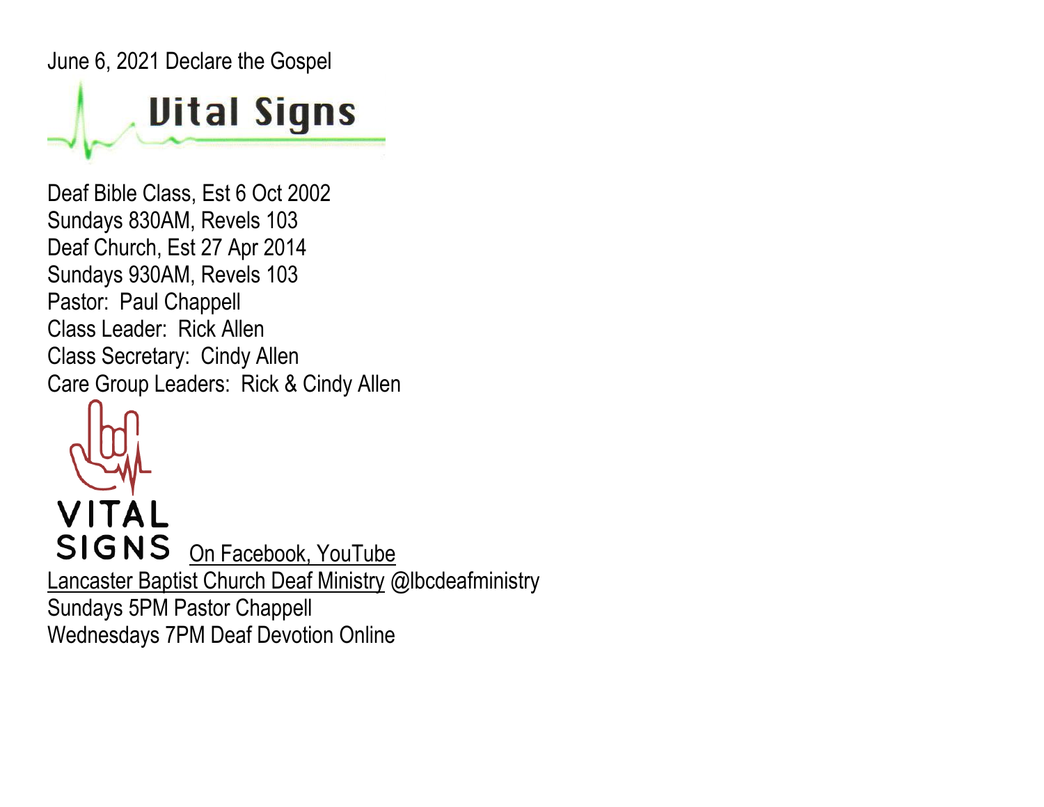June 6, 2021 Declare the Gospel

# Vital Signs

Deaf Bible Class, Est 6 Oct 2002
Sundays 830AM, Revels 103
Deaf Church, Est 27 Apr 2014
Sundays 930AM, Revels 103
Pastor: Paul Chappell
Class Leader: Rick Allen
Class Secretary: Cindy Allen
Care Group Leaders: Rick & Cindy Allen

VITAL
SIGNS On Facebook, YouTube
Lancaster Baptist Church Deaf Ministry @lbcdeafministry
Sundays 5PM Pastor Chappell
Wednesdays 7PM Deaf Devotion Online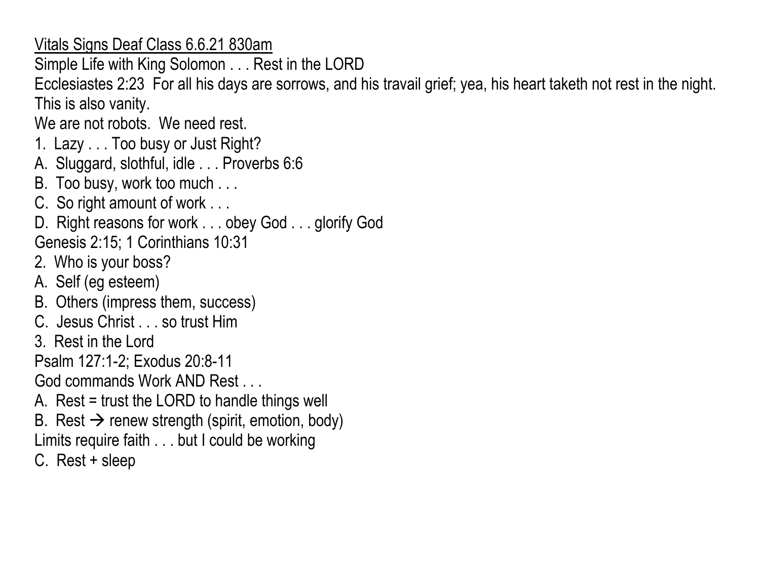<u>Vitals Signs Deaf Class 6.6.21 830am</u>

Simple Life with King Solomon . . . Rest in the LORD

Ecclesiastes 2:23 For all his days are sorrows, and his travail grief; yea, his heart taketh not rest in the night. This is also vanity.

We are not robots. We need rest.

1. Lazy . . . Too busy or Just Right?

A. Sluggard, slothful, idle . . . Proverbs 6:6

B. Too busy, work too much . . .

C. So right amount of work . . .

D. Right reasons for work . . . obey God . . . glorify God

Genesis 2:15; 1 Corinthians 10:31

2. Who is your boss?

A. Self (eg esteem)

B. Others (impress them, success)

C. Jesus Christ . . . so trust Him

3. Rest in the Lord

Psalm 127:1-2; Exodus 20:8-11

God commands Work AND Rest . . .

A. Rest = trust the LORD to handle things well

B. Rest → renew strength (spirit, emotion, body)

Limits require faith . . . but I could be working

C. Rest + sleep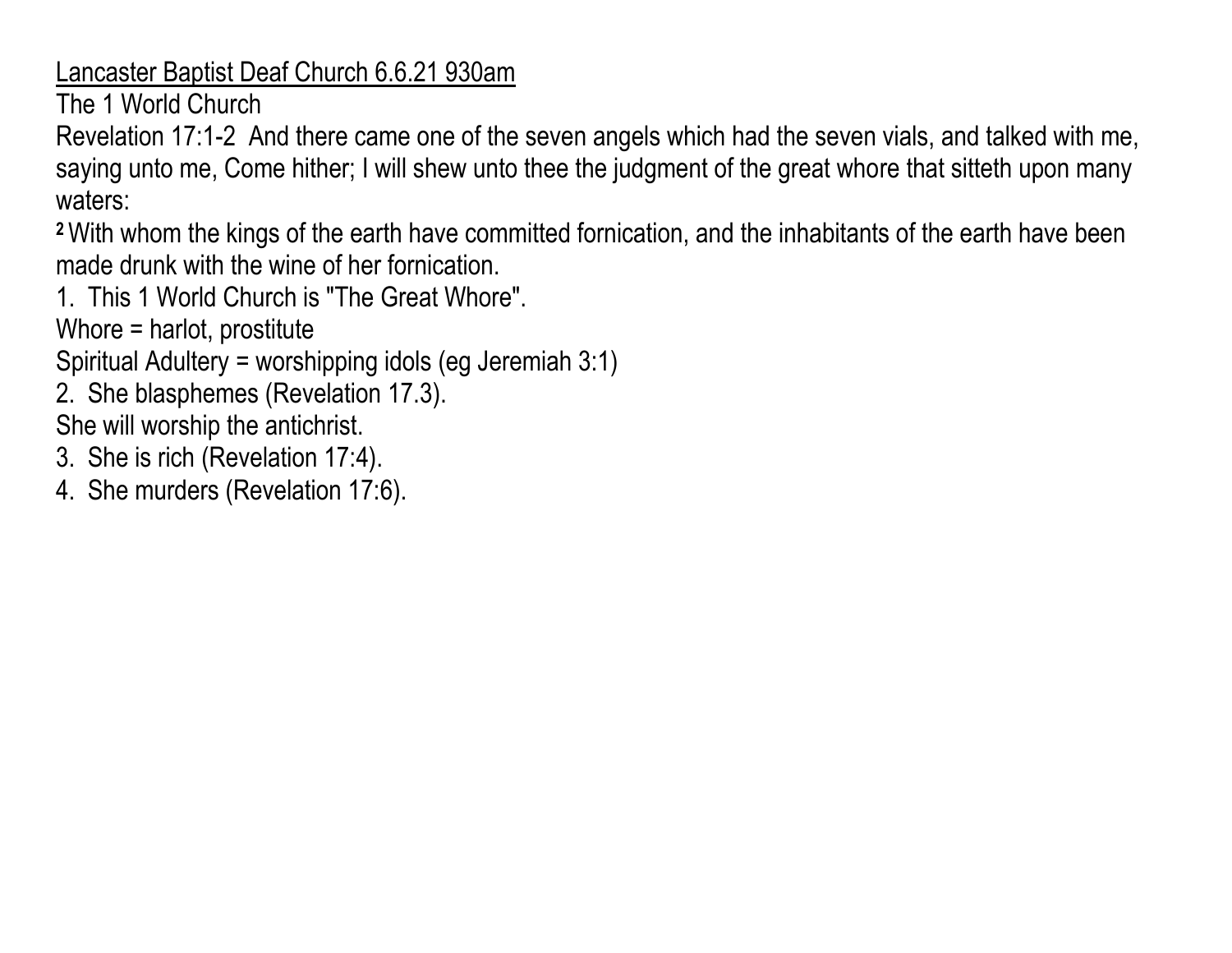<u>Lancaster Baptist Deaf Church 6.6.21 930am</u>

The 1 World Church

Revelation 17:1-2  And there came one of the seven angels which had the seven vials, and talked with me, saying unto me, Come hither; I will shew unto thee the judgment of the great whore that sitteth upon many waters:

**2** With whom the kings of the earth have committed fornication, and the inhabitants of the earth have been made drunk with the wine of her fornication.

1.  This 1 World Church is "The Great Whore".

Whore = harlot, prostitute

Spiritual Adultery = worshipping idols (eg Jeremiah 3:1)

2.  She blasphemes (Revelation 17.3).

She will worship the antichrist.

3.  She is rich (Revelation 17:4).

4.  She murders (Revelation 17:6).